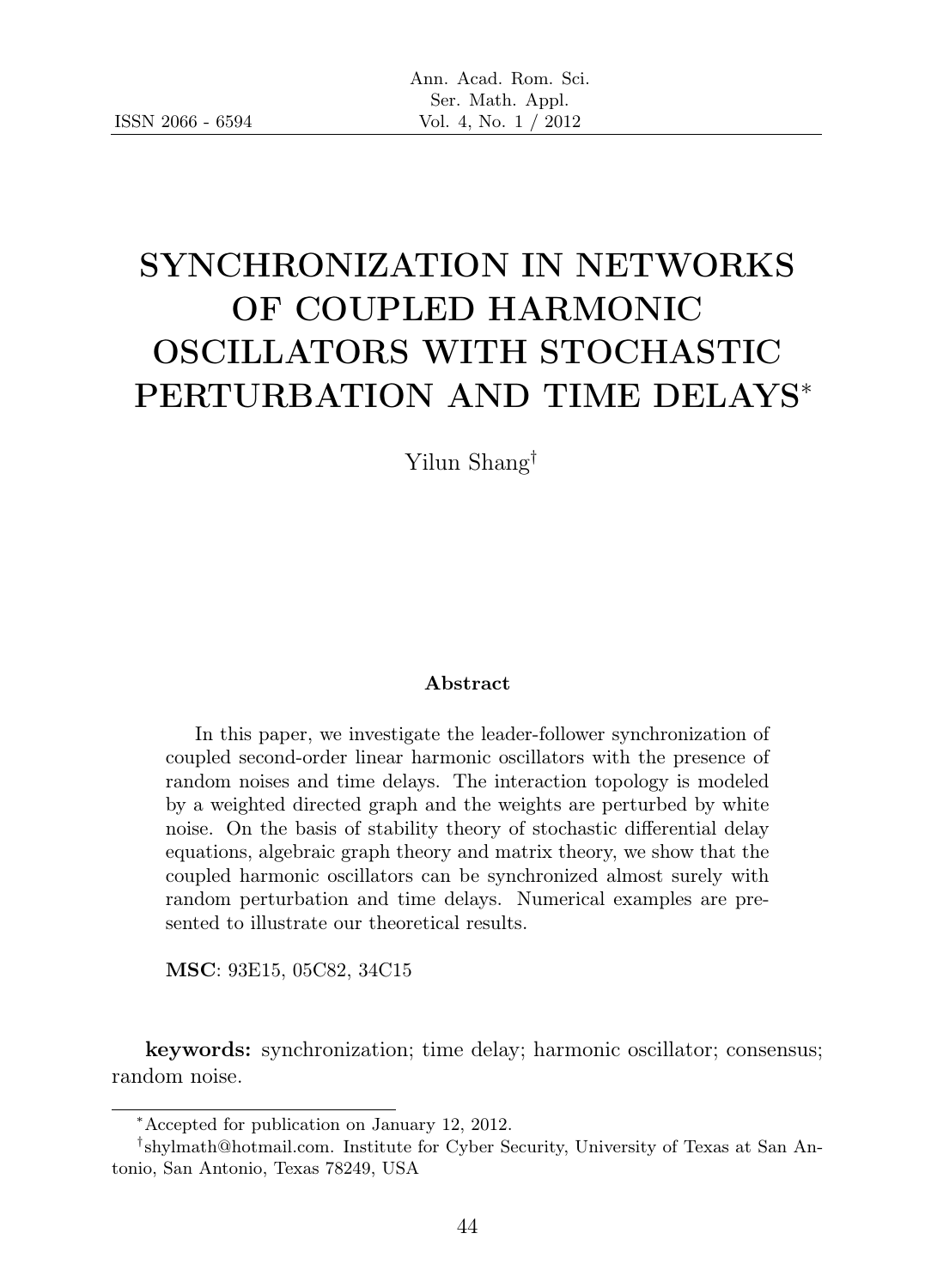# SYNCHRONIZATION IN NETWORKS OF COUPLED HARMONIC OSCILLATORS WITH STOCHASTIC PERTURBATION AND TIME DELAYS*

Yilun Shang†

### Abstract

In this paper, we investigate the leader-follower synchronization of coupled second-order linear harmonic oscillators with the presence of random noises and time delays. The interaction topology is modeled by a weighted directed graph and the weights are perturbed by white noise. On the basis of stability theory of stochastic differential delay equations, algebraic graph theory and matrix theory, we show that the coupled harmonic oscillators can be synchronized almost surely with random perturbation and time delays. Numerical examples are presented to illustrate our theoretical results.

**MSC**: 93E15, 05C82, 34C15

**keywords:** synchronization; time delay; harmonic oscillator; consensus; random noise.

---

*Accepted for publication on January 12, 2012.

†shylmath@hotmail.com. Institute for Cyber Security, University of Texas at San Antonio, San Antonio, Texas 78249, USA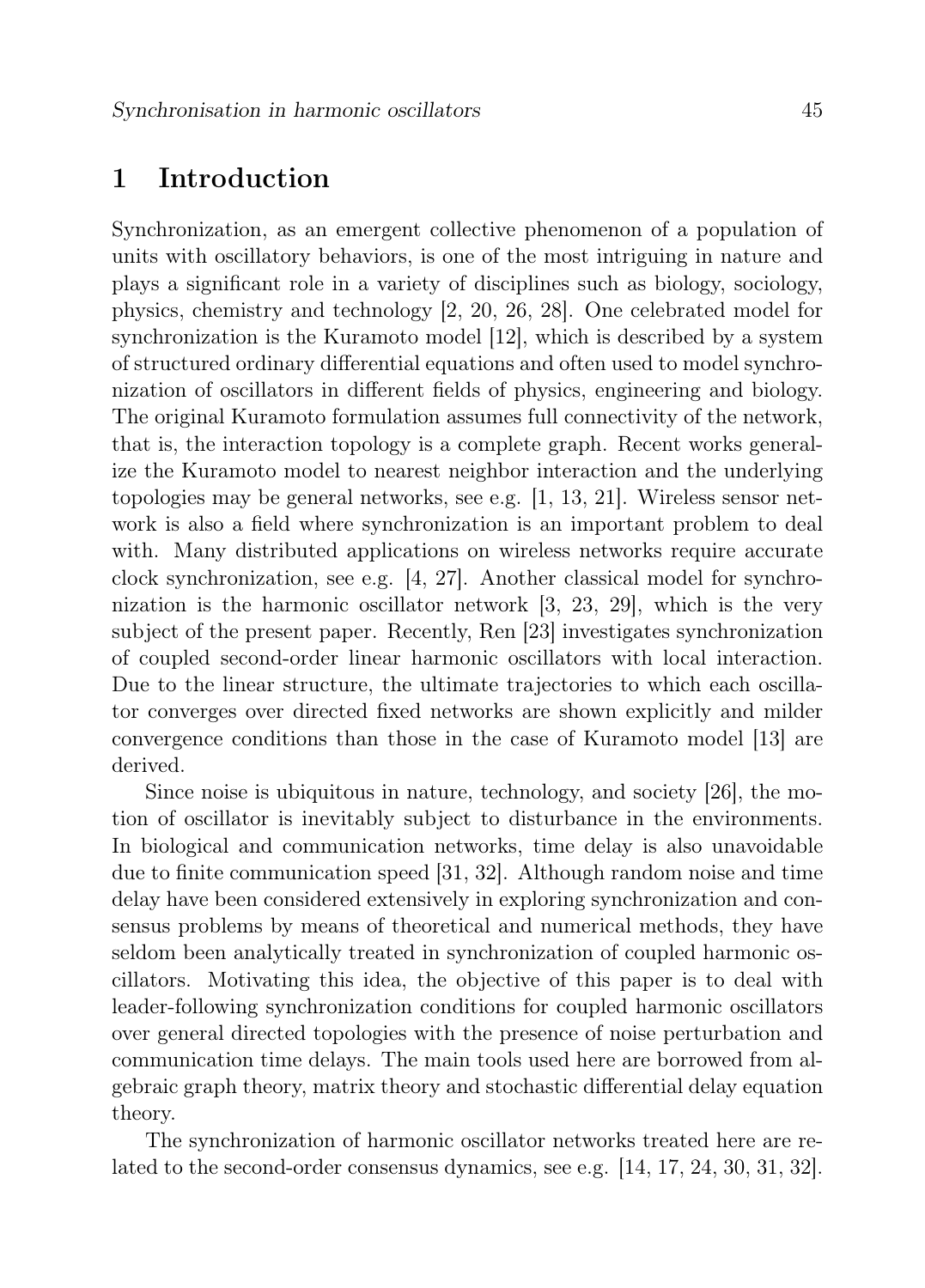## 1 Introduction

Synchronization, as an emergent collective phenomenon of a population of units with oscillatory behaviors, is one of the most intriguing in nature and plays a significant role in a variety of disciplines such as biology, sociology, physics, chemistry and technology [2, 20, 26, 28]. One celebrated model for synchronization is the Kuramoto model [12], which is described by a system of structured ordinary differential equations and often used to model synchronization of oscillators in different fields of physics, engineering and biology. The original Kuramoto formulation assumes full connectivity of the network, that is, the interaction topology is a complete graph. Recent works generalize the Kuramoto model to nearest neighbor interaction and the underlying topologies may be general networks, see e.g. [1, 13, 21]. Wireless sensor network is also a field where synchronization is an important problem to deal with. Many distributed applications on wireless networks require accurate clock synchronization, see e.g. [4, 27]. Another classical model for synchronization is the harmonic oscillator network [3, 23, 29], which is the very subject of the present paper. Recently, Ren [23] investigates synchronization of coupled second-order linear harmonic oscillators with local interaction. Due to the linear structure, the ultimate trajectories to which each oscillator converges over directed fixed networks are shown explicitly and milder convergence conditions than those in the case of Kuramoto model [13] are derived.

Since noise is ubiquitous in nature, technology, and society [26], the motion of oscillator is inevitably subject to disturbance in the environments. In biological and communication networks, time delay is also unavoidable due to finite communication speed [31, 32]. Although random noise and time delay have been considered extensively in exploring synchronization and consensus problems by means of theoretical and numerical methods, they have seldom been analytically treated in synchronization of coupled harmonic oscillators. Motivating this idea, the objective of this paper is to deal with leader-following synchronization conditions for coupled harmonic oscillators over general directed topologies with the presence of noise perturbation and communication time delays. The main tools used here are borrowed from algebraic graph theory, matrix theory and stochastic differential delay equation theory.

The synchronization of harmonic oscillator networks treated here are related to the second-order consensus dynamics, see e.g. [14, 17, 24, 30, 31, 32].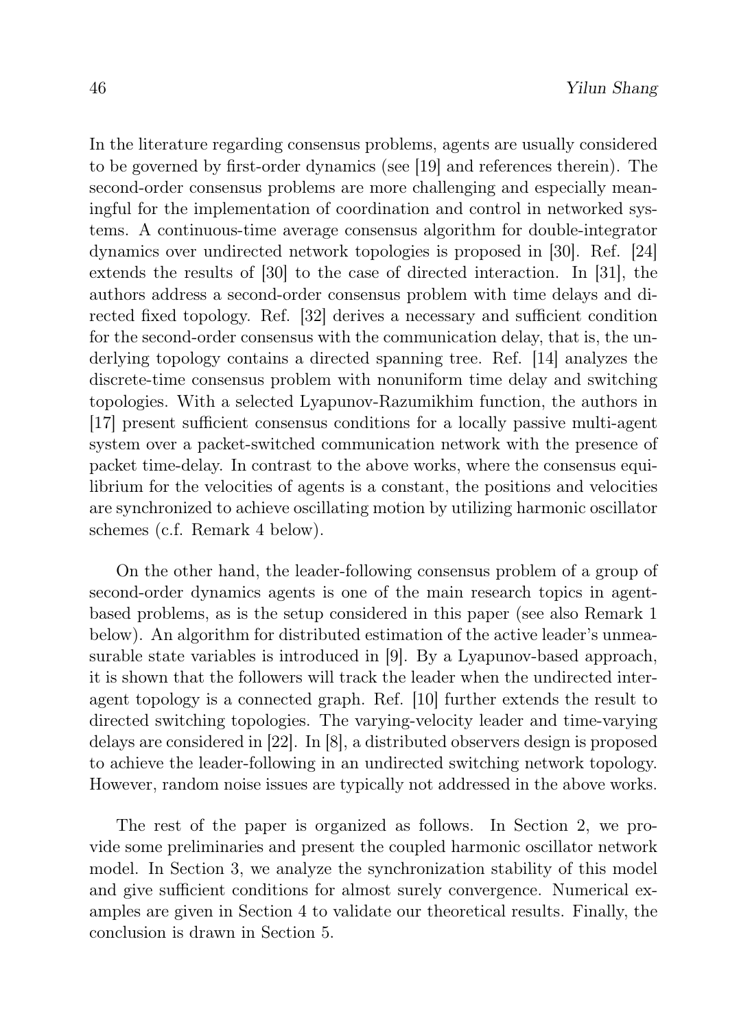In the literature regarding consensus problems, agents are usually considered to be governed by first-order dynamics (see [19] and references therein). The second-order consensus problems are more challenging and especially meaningful for the implementation of coordination and control in networked systems. A continuous-time average consensus algorithm for double-integrator dynamics over undirected network topologies is proposed in [30]. Ref. [24] extends the results of [30] to the case of directed interaction. In [31], the authors address a second-order consensus problem with time delays and directed fixed topology. Ref. [32] derives a necessary and sufficient condition for the second-order consensus with the communication delay, that is, the underlying topology contains a directed spanning tree. Ref. [14] analyzes the discrete-time consensus problem with nonuniform time delay and switching topologies. With a selected Lyapunov-Razumikhim function, the authors in [17] present sufficient consensus conditions for a locally passive multi-agent system over a packet-switched communication network with the presence of packet time-delay. In contrast to the above works, where the consensus equilibrium for the velocities of agents is a constant, the positions and velocities are synchronized to achieve oscillating motion by utilizing harmonic oscillator schemes (c.f. Remark 4 below).

On the other hand, the leader-following consensus problem of a group of second-order dynamics agents is one of the main research topics in agent-based problems, as is the setup considered in this paper (see also Remark 1 below). An algorithm for distributed estimation of the active leader's unmeasurable state variables is introduced in [9]. By a Lyapunov-based approach, it is shown that the followers will track the leader when the undirected inter-agent topology is a connected graph. Ref. [10] further extends the result to directed switching topologies. The varying-velocity leader and time-varying delays are considered in [22]. In [8], a distributed observers design is proposed to achieve the leader-following in an undirected switching network topology. However, random noise issues are typically not addressed in the above works.

The rest of the paper is organized as follows. In Section 2, we provide some preliminaries and present the coupled harmonic oscillator network model. In Section 3, we analyze the synchronization stability of this model and give sufficient conditions for almost surely convergence. Numerical examples are given in Section 4 to validate our theoretical results. Finally, the conclusion is drawn in Section 5.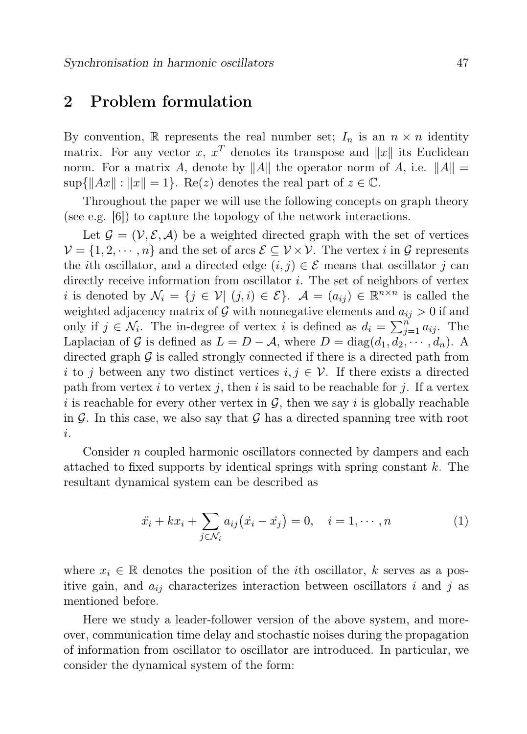## 2 Problem formulation

By convention, $\mathbb{R}$ represents the real number set; $I_n$ is an $n \times n$ identity matrix. For any vector $x$, $x^T$ denotes its transpose and $\|x\|$ its Euclidean norm. For a matrix $A$, denote by $\|A\|$ the operator norm of $A$, i.e. $\|A\| = \sup\{\|Ax\| : \|x\| = 1\}$. $\mathrm{Re}(z)$ denotes the real part of $z \in \mathbb{C}$.

Throughout the paper we will use the following concepts on graph theory (see e.g. [6]) to capture the topology of the network interactions.

Let $\mathcal{G} = (\mathcal{V}, \mathcal{E}, \mathcal{A})$ be a weighted directed graph with the set of vertices $\mathcal{V} = \{1, 2, \cdots, n\}$ and the set of arcs $\mathcal{E} \subseteq \mathcal{V} \times \mathcal{V}$. The vertex $i$ in $\mathcal{G}$ represents the $i$th oscillator, and a directed edge $(i, j) \in \mathcal{E}$ means that oscillator $j$ can directly receive information from oscillator $i$. The set of neighbors of vertex $i$ is denoted by $\mathcal{N}_i = \{j \in \mathcal{V} | \ (j, i) \in \mathcal{E}\}$. $\mathcal{A} = (a_{ij}) \in \mathbb{R}^{n \times n}$ is called the weighted adjacency matrix of $\mathcal{G}$ with nonnegative elements and $a_{ij} > 0$ if and only if $j \in \mathcal{N}_i$. The in-degree of vertex $i$ is defined as $d_i = \sum_{j=1}^{n} a_{ij}$. The Laplacian of $\mathcal{G}$ is defined as $L = D - \mathcal{A}$, where $D = \mathrm{diag}(d_1, d_2, \cdots, d_n)$. A directed graph $\mathcal{G}$ is called strongly connected if there is a directed path from $i$ to $j$ between any two distinct vertices $i, j \in \mathcal{V}$. If there exists a directed path from vertex $i$ to vertex $j$, then $i$ is said to be reachable for $j$. If a vertex $i$ is reachable for every other vertex in $\mathcal{G}$, then we say $i$ is globally reachable in $\mathcal{G}$. In this case, we also say that $\mathcal{G}$ has a directed spanning tree with root $i$.

Consider $n$ coupled harmonic oscillators connected by dampers and each attached to fixed supports by identical springs with spring constant $k$. The resultant dynamical system can be described as

$$\ddot{x_i} + kx_i + \sum_{j \in \mathcal{N}_i} a_{ij}\big(\dot{x_i} - \dot{x_j}\big) = 0, \quad i = 1, \cdots, n \tag{1}$$

where $x_i \in \mathbb{R}$ denotes the position of the $i$th oscillator, $k$ serves as a positive gain, and $a_{ij}$ characterizes interaction between oscillators $i$ and $j$ as mentioned before.

Here we study a leader-follower version of the above system, and moreover, communication time delay and stochastic noises during the propagation of information from oscillator to oscillator are introduced. In particular, we consider the dynamical system of the form: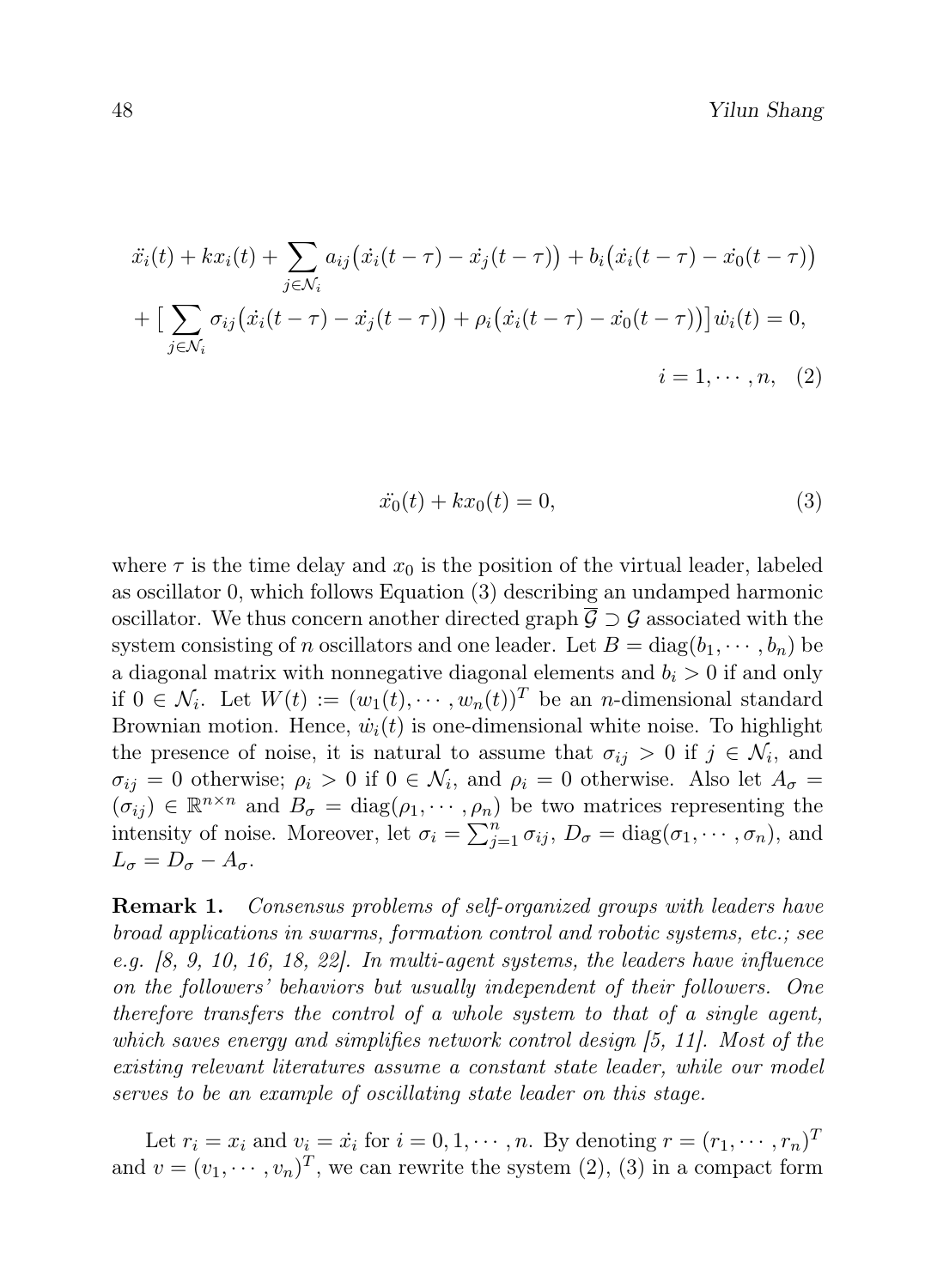$$
\begin{aligned}
&\ddot{x}_i(t) + kx_i(t) + \sum_{j\in\mathcal{N}_i} a_{ij}\big(\dot{x}_i(t-\tau) - \dot{x}_j(t-\tau)\big) + b_i\big(\dot{x}_i(t-\tau) - \dot{x}_0(t-\tau)\big) \\
&+ \big[\sum_{j\in\mathcal{N}_i} \sigma_{ij}\big(\dot{x}_i(t-\tau) - \dot{x}_j(t-\tau)\big) + \rho_i\big(\dot{x}_i(t-\tau) - \dot{x}_0(t-\tau)\big)\big]\dot{w}_i(t) = 0, \\
&\qquad\qquad\qquad\qquad\qquad\qquad\qquad\qquad\qquad\qquad\qquad i = 1, \cdots, n, \quad (2)
\end{aligned}
$$

$$
\ddot{x_0}(t) + kx_0(t) = 0, \tag{3}
$$

where $\tau$ is the time delay and $x_0$ is the position of the virtual leader, labeled as oscillator 0, which follows Equation (3) describing an undamped harmonic oscillator. We thus concern another directed graph $\overline{\mathcal{G}} \supset \mathcal{G}$ associated with the system consisting of $n$ oscillators and one leader. Let $B = \mathrm{diag}(b_1, \cdots, b_n)$ be a diagonal matrix with nonnegative diagonal elements and $b_i > 0$ if and only if $0 \in \mathcal{N}_i$. Let $W(t) := (w_1(t), \cdots, w_n(t))^T$ be an $n$-dimensional standard Brownian motion. Hence, $\dot{w}_i(t)$ is one-dimensional white noise. To highlight the presence of noise, it is natural to assume that $\sigma_{ij} > 0$ if $j \in \mathcal{N}_i$, and $\sigma_{ij} = 0$ otherwise; $\rho_i > 0$ if $0 \in \mathcal{N}_i$, and $\rho_i = 0$ otherwise. Also let $A_\sigma = (\sigma_{ij}) \in \mathbb{R}^{n\times n}$ and $B_\sigma = \mathrm{diag}(\rho_1, \cdots, \rho_n)$ be two matrices representing the intensity of noise. Moreover, let $\sigma_i = \sum_{j=1}^{n} \sigma_{ij}$, $D_\sigma = \mathrm{diag}(\sigma_1, \cdots, \sigma_n)$, and $L_\sigma = D_\sigma - A_\sigma$.

**Remark 1.** *Consensus problems of self-organized groups with leaders have broad applications in swarms, formation control and robotic systems, etc.; see e.g. [8, 9, 10, 16, 18, 22]. In multi-agent systems, the leaders have influence on the followers' behaviors but usually independent of their followers. One therefore transfers the control of a whole system to that of a single agent, which saves energy and simplifies network control design [5, 11]. Most of the existing relevant literatures assume a constant state leader, while our model serves to be an example of oscillating state leader on this stage.*

Let $r_i = x_i$ and $v_i = \dot{x}_i$ for $i = 0, 1, \cdots, n$. By denoting $r = (r_1, \cdots, r_n)^T$ and $v = (v_1, \cdots, v_n)^T$, we can rewrite the system (2), (3) in a compact form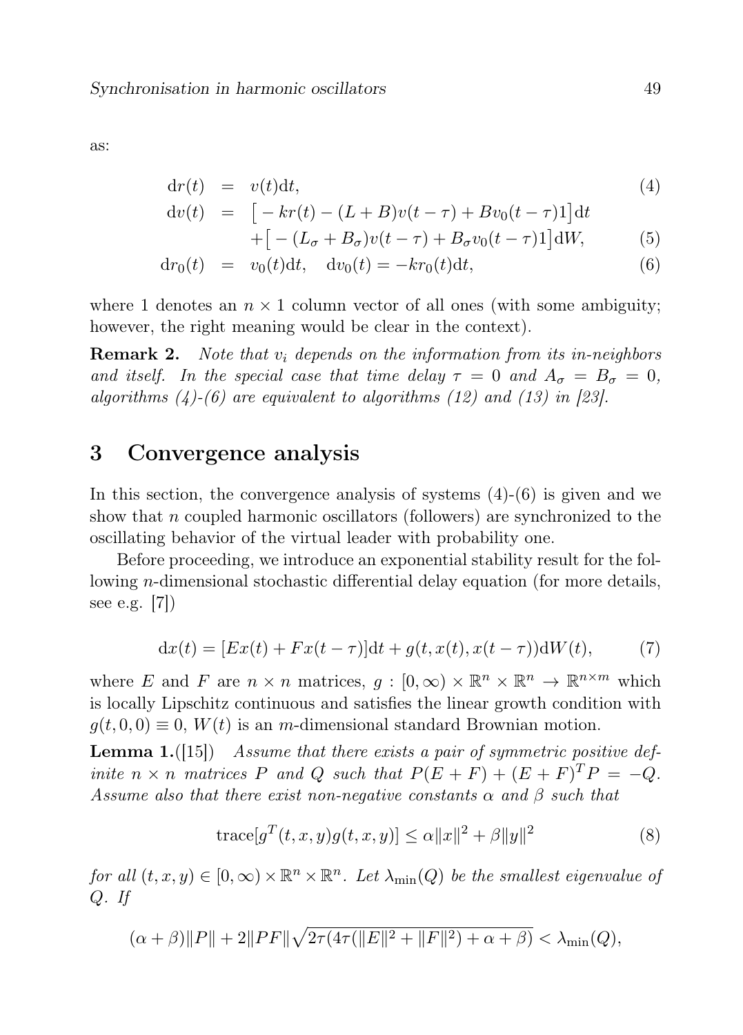as:

$$
\begin{aligned}
\mathrm{d}r(t) &= v(t)\mathrm{d}t, && (4)\\
\mathrm{d}v(t) &= \big[-kr(t) - (L+B)v(t-\tau) + Bv_0(t-\tau)1\big]\mathrm{d}t \\
&\quad + \big[-(L_\sigma + B_\sigma)v(t-\tau) + B_\sigma v_0(t-\tau)1\big]\mathrm{d}W, && (5)\\
\mathrm{d}r_0(t) &= v_0(t)\mathrm{d}t, \quad \mathrm{d}v_0(t) = -kr_0(t)\mathrm{d}t, && (6)
\end{aligned}
$$

where 1 denotes an $n \times 1$ column vector of all ones (with some ambiguity; however, the right meaning would be clear in the context).

**Remark 2.** *Note that $v_i$ depends on the information from its in-neighbors and itself. In the special case that time delay $\tau = 0$ and $A_\sigma = B_\sigma = 0$, algorithms (4)-(6) are equivalent to algorithms (12) and (13) in [23].*

## 3 Convergence analysis

In this section, the convergence analysis of systems (4)-(6) is given and we show that $n$ coupled harmonic oscillators (followers) are synchronized to the oscillating behavior of the virtual leader with probability one.

Before proceeding, we introduce an exponential stability result for the following $n$-dimensional stochastic differential delay equation (for more details, see e.g. [7])

$$
\mathrm{d}x(t) = [Ex(t) + Fx(t-\tau)]\mathrm{d}t + g(t, x(t), x(t-\tau))\mathrm{d}W(t), \tag{7}
$$

where $E$ and $F$ are $n \times n$ matrices, $g : [0, \infty) \times \mathbb{R}^n \times \mathbb{R}^n \to \mathbb{R}^{n\times m}$ which is locally Lipschitz continuous and satisfies the linear growth condition with $g(t, 0, 0) \equiv 0$, $W(t)$ is an $m$-dimensional standard Brownian motion.

**Lemma 1.**([15]) *Assume that there exists a pair of symmetric positive definite $n \times n$ matrices $P$ and $Q$ such that $P(E + F) + (E + F)^T P = -Q$. Assume also that there exist non-negative constants $\alpha$ and $\beta$ such that*

$$
\mathrm{trace}[g^T(t, x, y)g(t, x, y)] \le \alpha\|x\|^2 + \beta\|y\|^2 \tag{8}
$$

*for all $(t, x, y) \in [0, \infty) \times \mathbb{R}^n \times \mathbb{R}^n$. Let $\lambda_{\min}(Q)$ be the smallest eigenvalue of $Q$. If*

$$
(\alpha + \beta)\|P\| + 2\|PF\|\sqrt{2\tau(4\tau(\|E\|^2 + \|F\|^2) + \alpha + \beta)} < \lambda_{\min}(Q),
$$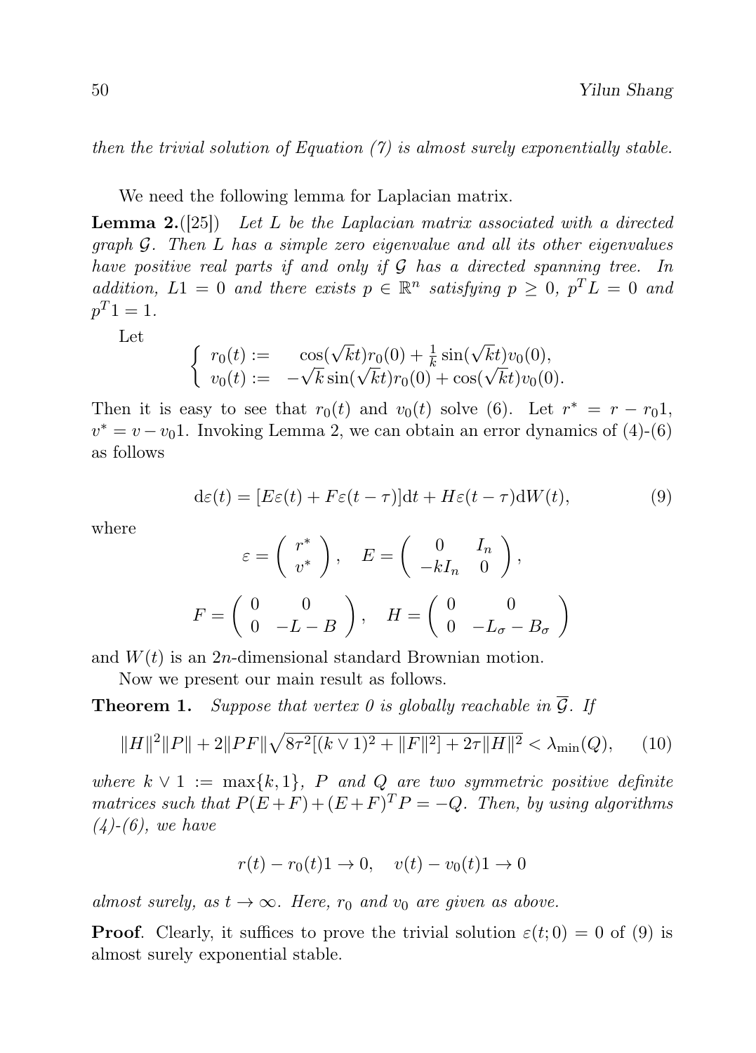*then the trivial solution of Equation (7) is almost surely exponentially stable.*

We need the following lemma for Laplacian matrix.

**Lemma 2.**([25]) *Let $L$ be the Laplacian matrix associated with a directed graph $\mathcal{G}$. Then $L$ has a simple zero eigenvalue and all its other eigenvalues have positive real parts if and only if $\mathcal{G}$ has a directed spanning tree. In addition, $L1 = 0$ and there exists $p \in \mathbb{R}^n$ satisfying $p \geq 0$, $p^T L = 0$ and $p^T 1 = 1$.*

Let

$$
\begin{cases} r_0(t) := \quad \cos(\sqrt{k}t) r_0(0) + \frac{1}{k}\sin(\sqrt{k}t) v_0(0), \\ v_0(t) := \; -\sqrt{k}\sin(\sqrt{k}t) r_0(0) + \cos(\sqrt{k}t) v_0(0). \end{cases}
$$

Then it is easy to see that $r_0(t)$ and $v_0(t)$ solve (6). Let $r^* = r - r_0 1$, $v^* = v - v_0 1$. Invoking Lemma 2, we can obtain an error dynamics of (4)-(6) as follows

$$
\mathrm{d}\varepsilon(t) = [E\varepsilon(t) + F\varepsilon(t-\tau)]\mathrm{d}t + H\varepsilon(t-\tau)\mathrm{d}W(t), \tag{9}
$$

where

$$
\varepsilon = \begin{pmatrix} r^* \\ v^* \end{pmatrix}, \quad E = \begin{pmatrix} 0 & I_n \\ -kI_n & 0 \end{pmatrix},
$$

$$
F = \begin{pmatrix} 0 & 0 \\ 0 & -L - B \end{pmatrix}, \quad H = \begin{pmatrix} 0 & 0 \\ 0 & -L_\sigma - B_\sigma \end{pmatrix}
$$

and $W(t)$ is an $2n$-dimensional standard Brownian motion.

Now we present our main result as follows.

**Theorem 1.** *Suppose that vertex 0 is globally reachable in $\overline{\mathcal{G}}$. If*

$$
\|H\|^2\|P\| + 2\|PF\|\sqrt{8\tau^2[(k \vee 1)^2 + \|F\|^2] + 2\tau\|H\|^2} < \lambda_{\min}(Q), \tag{10}
$$

*where $k \vee 1 := \max\{k, 1\}$, $P$ and $Q$ are two symmetric positive definite matrices such that $P(E+F) + (E+F)^T P = -Q$. Then, by using algorithms (4)-(6), we have*

$$
r(t) - r_0(t)1 \to 0, \quad v(t) - v_0(t)1 \to 0
$$

*almost surely, as $t \to \infty$. Here, $r_0$ and $v_0$ are given as above.*

**Proof**. Clearly, it suffices to prove the trivial solution $\varepsilon(t; 0) = 0$ of (9) is almost surely exponential stable.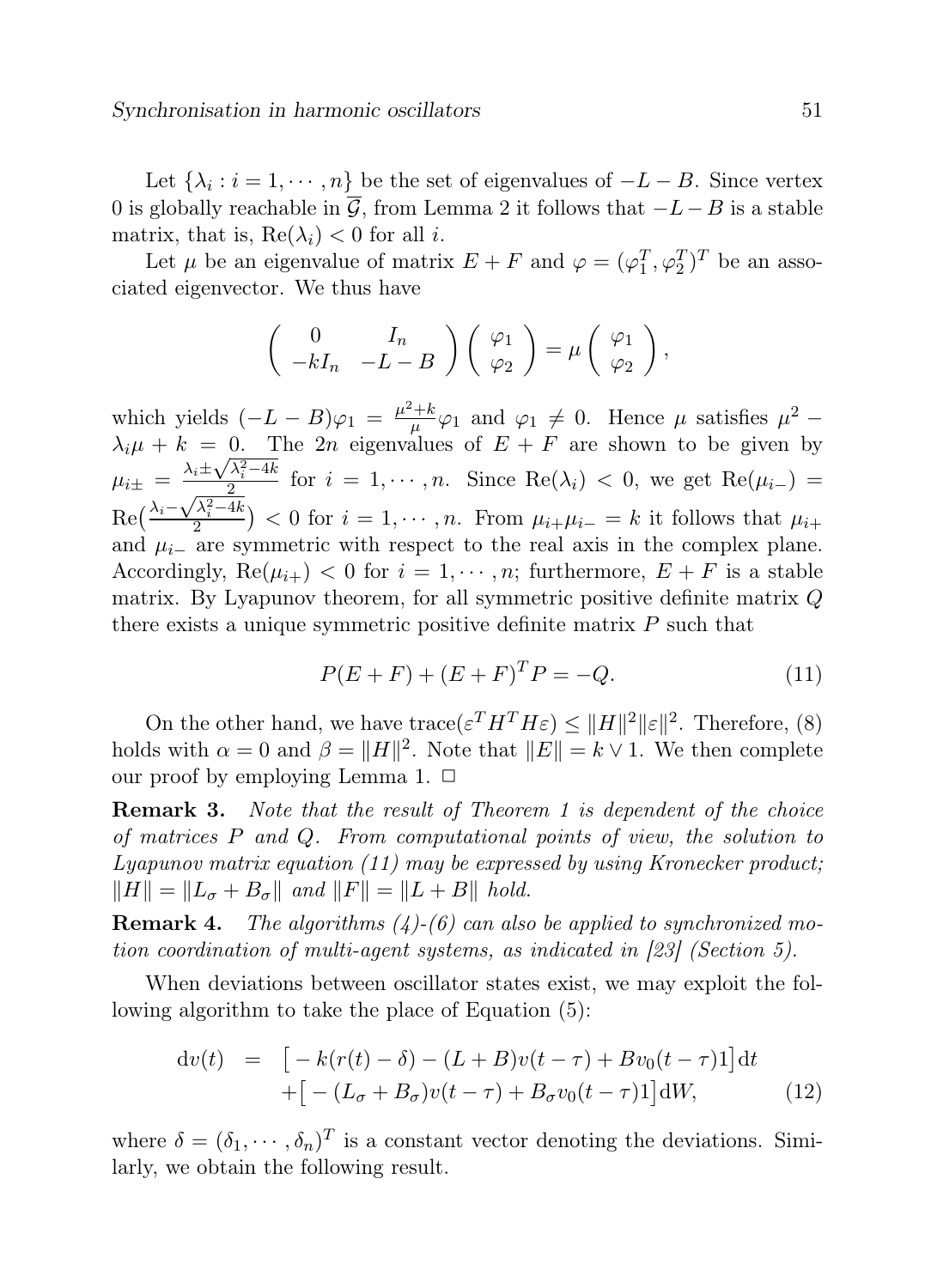Let $\{\lambda_i : i = 1, \cdots, n\}$ be the set of eigenvalues of $-L - B$. Since vertex 0 is globally reachable in $\overline{\mathcal{G}}$, from Lemma 2 it follows that $-L - B$ is a stable matrix, that is, $\mathrm{Re}(\lambda_i) < 0$ for all $i$.

Let $\mu$ be an eigenvalue of matrix $E + F$ and $\varphi = (\varphi_1^T, \varphi_2^T)^T$ be an associated eigenvector. We thus have

$$\begin{pmatrix} 0 & I_n \\ -kI_n & -L-B \end{pmatrix} \begin{pmatrix} \varphi_1 \\ \varphi_2 \end{pmatrix} = \mu \begin{pmatrix} \varphi_1 \\ \varphi_2 \end{pmatrix},$$

which yields $(-L - B)\varphi_1 = \frac{\mu^2+k}{\mu}\varphi_1$ and $\varphi_1 \neq 0$. Hence $\mu$ satisfies $\mu^2 - \lambda_i \mu + k = 0$. The $2n$ eigenvalues of $E + F$ are shown to be given by $\mu_{i\pm} = \frac{\lambda_i \pm \sqrt{\lambda_i^2 - 4k}}{2}$ for $i = 1, \cdots, n$. Since $\mathrm{Re}(\lambda_i) < 0$, we get $\mathrm{Re}(\mu_{i-}) = \mathrm{Re}\big(\frac{\lambda_i - \sqrt{\lambda_i^2-4k}}{2}\big) < 0$ for $i = 1, \cdots, n$. From $\mu_{i+}\mu_{i-} = k$ it follows that $\mu_{i+}$ and $\mu_{i-}$ are symmetric with respect to the real axis in the complex plane. Accordingly, $\mathrm{Re}(\mu_{i+}) < 0$ for $i = 1, \cdots, n$; furthermore, $E + F$ is a stable matrix. By Lyapunov theorem, for all symmetric positive definite matrix $Q$ there exists a unique symmetric positive definite matrix $P$ such that

$$P(E + F) + (E + F)^T P = -Q. \tag{11}$$

On the other hand, we have $\mathrm{trace}(\varepsilon^T H^T H \varepsilon) \leq \|H\|^2 \|\varepsilon\|^2$. Therefore, (8) holds with $\alpha = 0$ and $\beta = \|H\|^2$. Note that $\|E\| = k \vee 1$. We then complete our proof by employing Lemma 1. $\Box$

**Remark 3.** *Note that the result of Theorem 1 is dependent of the choice of matrices $P$ and $Q$. From computational points of view, the solution to Lyapunov matrix equation (11) may be expressed by using Kronecker product; $\|H\| = \|L_\sigma + B_\sigma\|$ and $\|F\| = \|L + B\|$ hold.*

**Remark 4.** *The algorithms (4)-(6) can also be applied to synchronized motion coordination of multi-agent systems, as indicated in [23] (Section 5).*

When deviations between oscillator states exist, we may exploit the following algorithm to take the place of Equation (5):

$$\begin{aligned} \mathrm{d}v(t) &= \big[ -k(r(t) - \delta) - (L + B)v(t - \tau) + Bv_0(t - \tau)1 \big]\mathrm{d}t \\ &\quad + \big[ -(L_\sigma + B_\sigma)v(t - \tau) + B_\sigma v_0(t - \tau)1 \big]\mathrm{d}W, \end{aligned} \tag{12}$$

where $\delta = (\delta_1, \cdots, \delta_n)^T$ is a constant vector denoting the deviations. Similarly, we obtain the following result.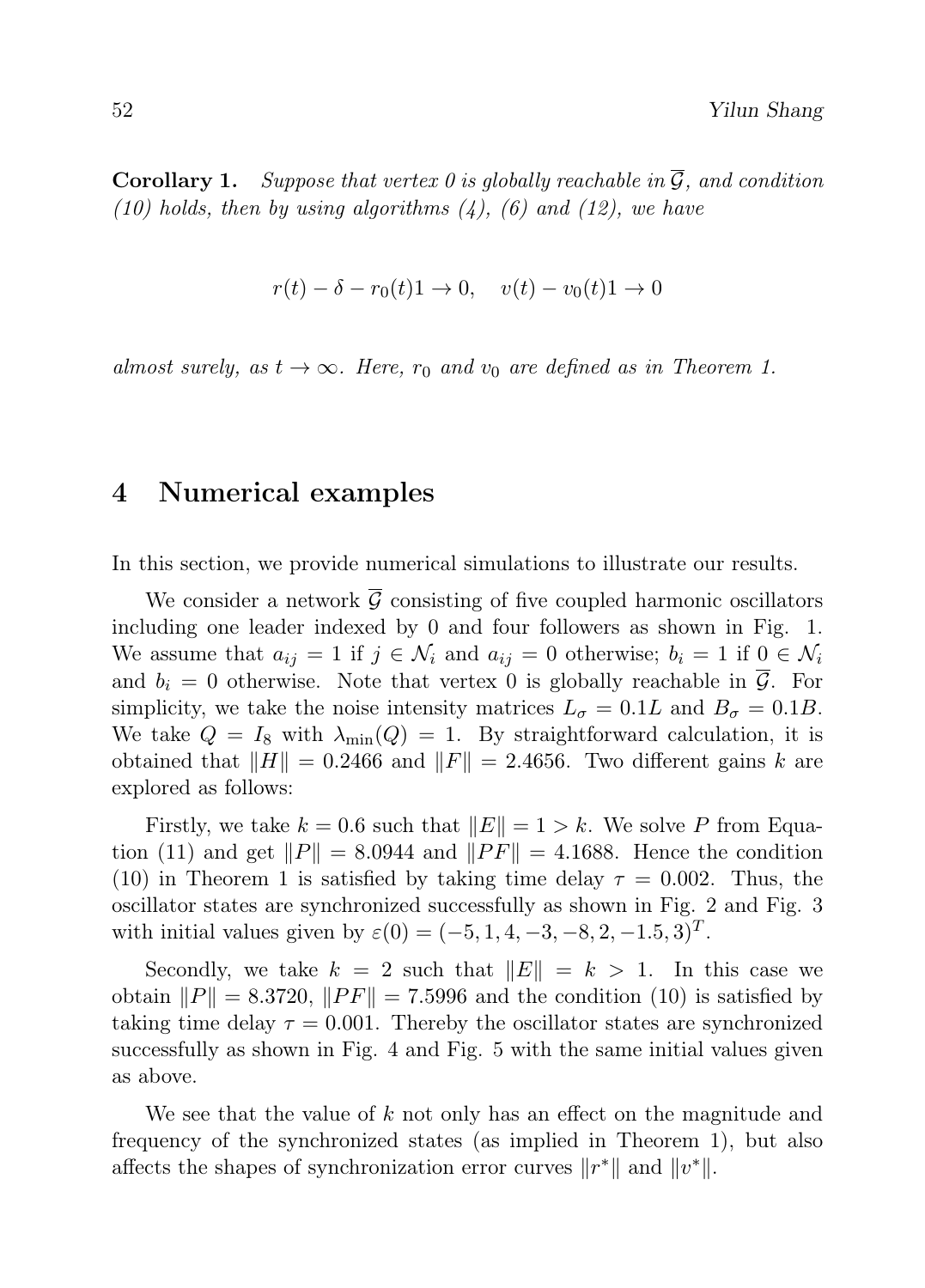**Corollary 1.** *Suppose that vertex 0 is globally reachable in $\overline{\mathcal{G}}$, and condition (10) holds, then by using algorithms (4), (6) and (12), we have*

$$r(t) - \delta - r_0(t)1 \to 0, \quad v(t) - v_0(t)1 \to 0$$

*almost surely, as $t \to \infty$. Here, $r_0$ and $v_0$ are defined as in Theorem 1.*

## 4 Numerical examples

In this section, we provide numerical simulations to illustrate our results.

We consider a network $\overline{\mathcal{G}}$ consisting of five coupled harmonic oscillators including one leader indexed by 0 and four followers as shown in Fig. 1. We assume that $a_{ij} = 1$ if $j \in \mathcal{N}_i$ and $a_{ij} = 0$ otherwise; $b_i = 1$ if $0 \in \mathcal{N}_i$ and $b_i = 0$ otherwise. Note that vertex 0 is globally reachable in $\overline{\mathcal{G}}$. For simplicity, we take the noise intensity matrices $L_\sigma = 0.1L$ and $B_\sigma = 0.1B$. We take $Q = I_8$ with $\lambda_{\min}(Q) = 1$. By straightforward calculation, it is obtained that $\|H\| = 0.2466$ and $\|F\| = 2.4656$. Two different gains $k$ are explored as follows:

Firstly, we take $k = 0.6$ such that $\|E\| = 1 > k$. We solve $P$ from Equation (11) and get $\|P\| = 8.0944$ and $\|PF\| = 4.1688$. Hence the condition (10) in Theorem 1 is satisfied by taking time delay $\tau = 0.002$. Thus, the oscillator states are synchronized successfully as shown in Fig. 2 and Fig. 3 with initial values given by $\varepsilon(0) = (-5, 1, 4, -3, -8, 2, -1.5, 3)^T$.

Secondly, we take $k = 2$ such that $\|E\| = k > 1$. In this case we obtain $\|P\| = 8.3720$, $\|PF\| = 7.5996$ and the condition (10) is satisfied by taking time delay $\tau = 0.001$. Thereby the oscillator states are synchronized successfully as shown in Fig. 4 and Fig. 5 with the same initial values given as above.

We see that the value of $k$ not only has an effect on the magnitude and frequency of the synchronized states (as implied in Theorem 1), but also affects the shapes of synchronization error curves $\|r^*\|$ and $\|v^*\|$.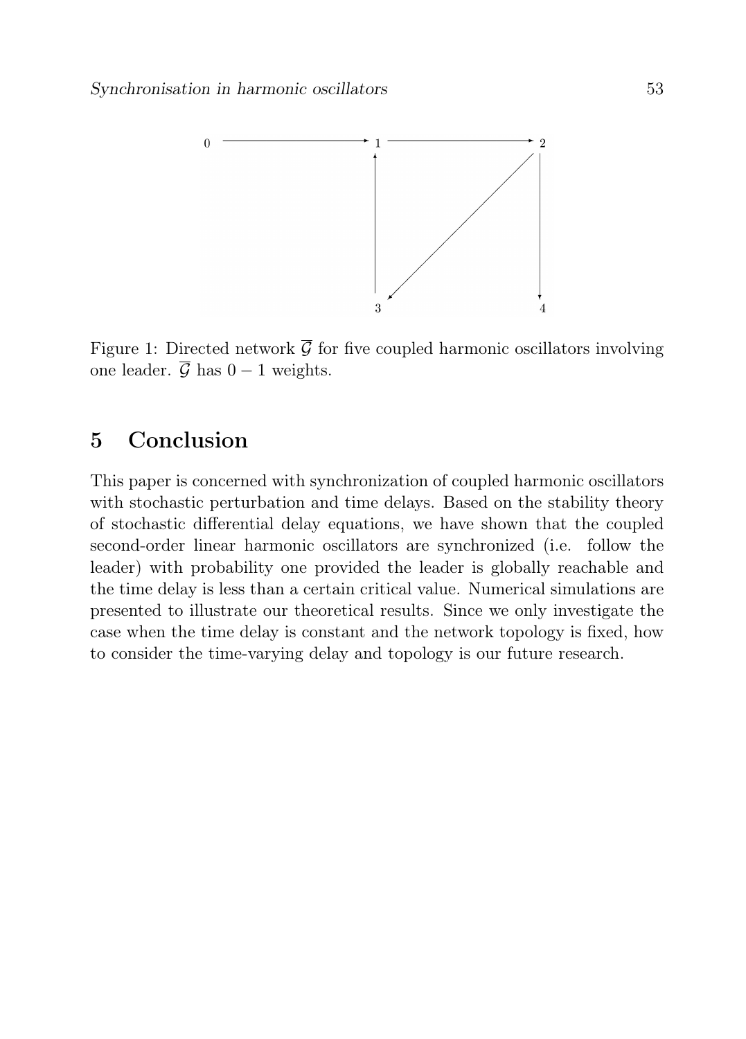Figure 1: Directed network $\overline{\mathcal{G}}$ for five coupled harmonic oscillators involving one leader. $\overline{\mathcal{G}}$ has $0-1$ weights.

## 5 Conclusion

This paper is concerned with synchronization of coupled harmonic oscillators with stochastic perturbation and time delays. Based on the stability theory of stochastic differential delay equations, we have shown that the coupled second-order linear harmonic oscillators are synchronized (i.e. follow the leader) with probability one provided the leader is globally reachable and the time delay is less than a certain critical value. Numerical simulations are presented to illustrate our theoretical results. Since we only investigate the case when the time delay is constant and the network topology is fixed, how to consider the time-varying delay and topology is our future research.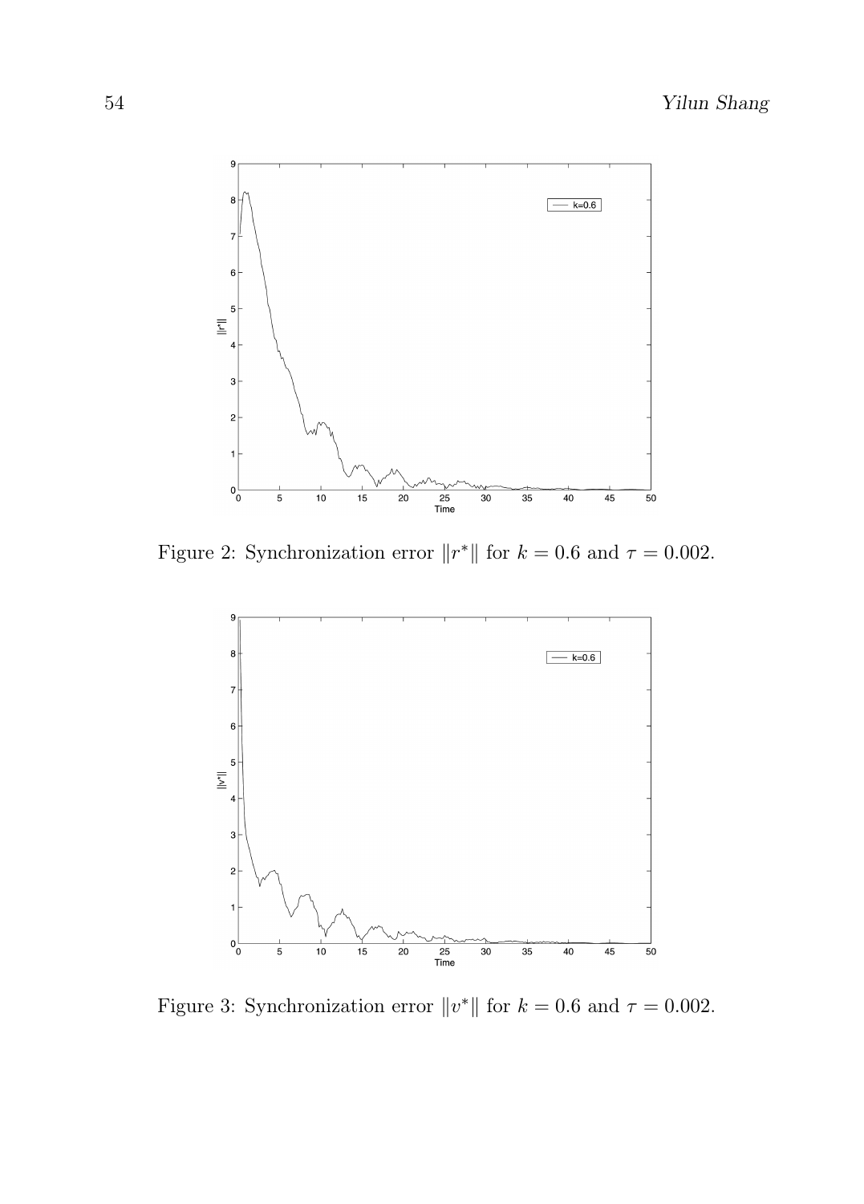Figure 2: Synchronization error $\|r^*\|$ for $k = 0.6$ and $\tau = 0.002$.

Figure 3: Synchronization error $\|v^*\|$ for $k = 0.6$ and $\tau = 0.002$.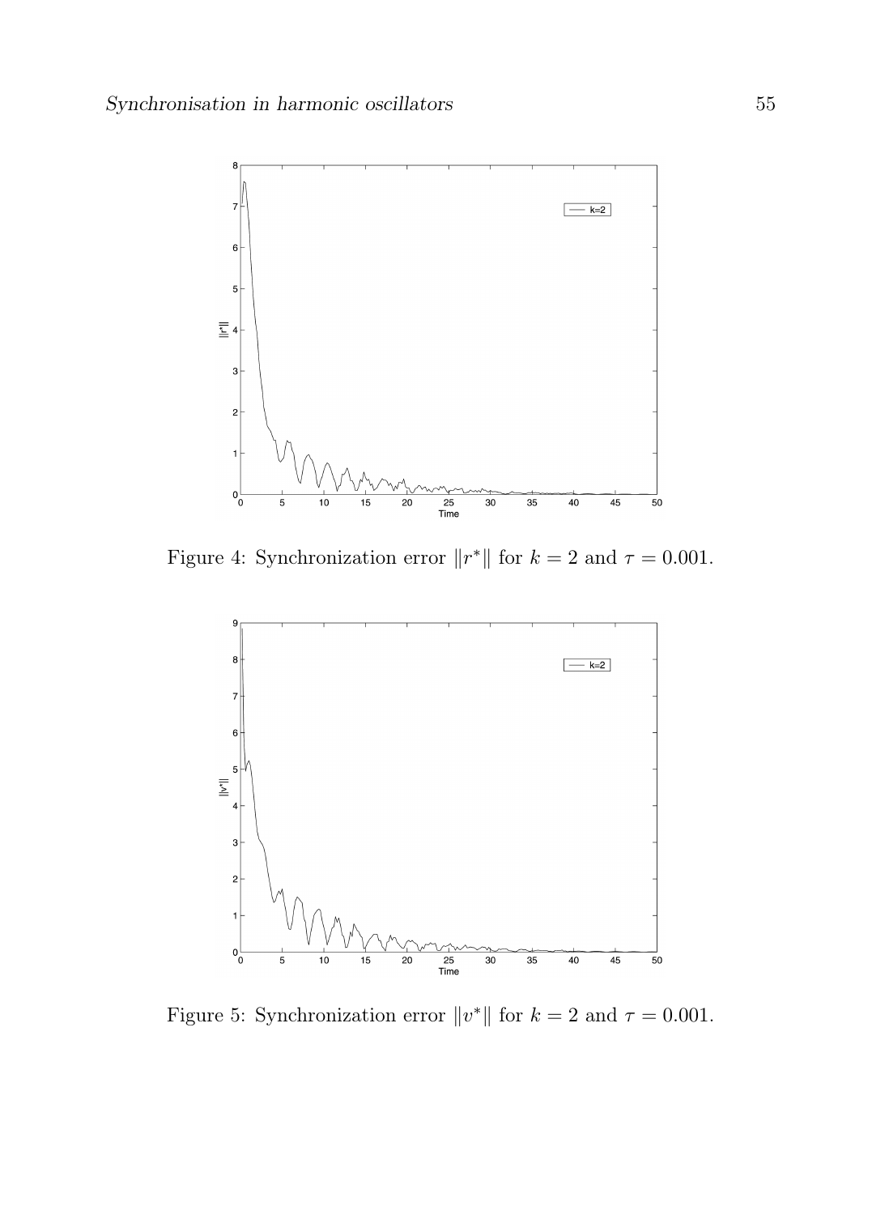Figure 4: Synchronization error $\|r^*\|$ for $k = 2$ and $\tau = 0.001$.

Figure 5: Synchronization error $\|v^*\|$ for $k = 2$ and $\tau = 0.001$.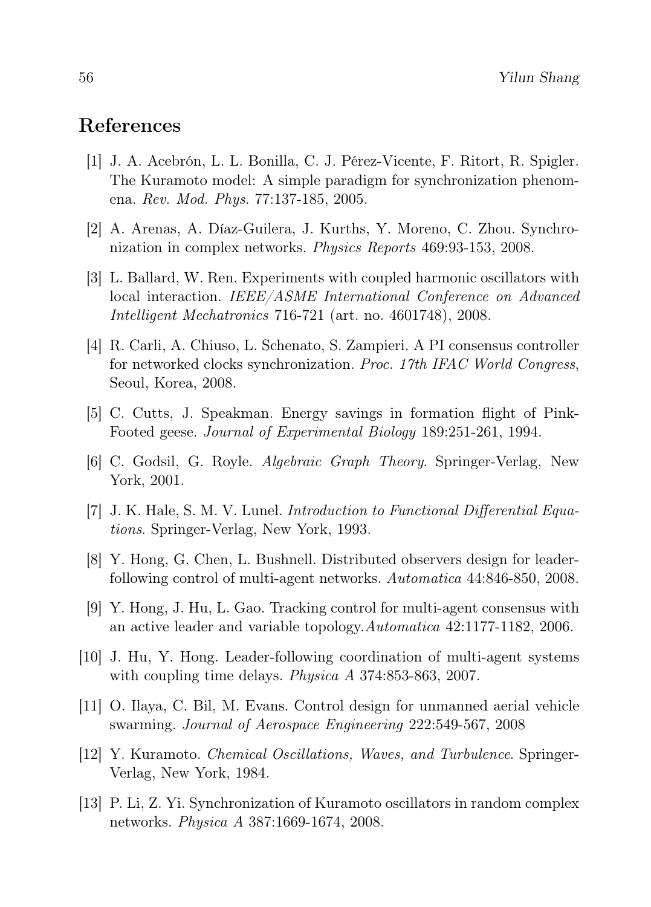## References

[1] J. A. Acebrón, L. L. Bonilla, C. J. Pérez-Vicente, F. Ritort, R. Spigler. The Kuramoto model: A simple paradigm for synchronization phenomena. *Rev. Mod. Phys.* 77:137-185, 2005.

[2] A. Arenas, A. Díaz-Guilera, J. Kurths, Y. Moreno, C. Zhou. Synchronization in complex networks. *Physics Reports* 469:93-153, 2008.

[3] L. Ballard, W. Ren. Experiments with coupled harmonic oscillators with local interaction. *IEEE/ASME International Conference on Advanced Intelligent Mechatronics* 716-721 (art. no. 4601748), 2008.

[4] R. Carli, A. Chiuso, L. Schenato, S. Zampieri. A PI consensus controller for networked clocks synchronization. *Proc. 17th IFAC World Congress*, Seoul, Korea, 2008.

[5] C. Cutts, J. Speakman. Energy savings in formation flight of Pink-Footed geese. *Journal of Experimental Biology* 189:251-261, 1994.

[6] C. Godsil, G. Royle. *Algebraic Graph Theory*. Springer-Verlag, New York, 2001.

[7] J. K. Hale, S. M. V. Lunel. *Introduction to Functional Differential Equations*. Springer-Verlag, New York, 1993.

[8] Y. Hong, G. Chen, L. Bushnell. Distributed observers design for leader-following control of multi-agent networks. *Automatica* 44:846-850, 2008.

[9] Y. Hong, J. Hu, L. Gao. Tracking control for multi-agent consensus with an active leader and variable topology.*Automatica* 42:1177-1182, 2006.

[10] J. Hu, Y. Hong. Leader-following coordination of multi-agent systems with coupling time delays. *Physica A* 374:853-863, 2007.

[11] O. Ilaya, C. Bil, M. Evans. Control design for unmanned aerial vehicle swarming. *Journal of Aerospace Engineering* 222:549-567, 2008

[12] Y. Kuramoto. *Chemical Oscillations, Waves, and Turbulence*. Springer-Verlag, New York, 1984.

[13] P. Li, Z. Yi. Synchronization of Kuramoto oscillators in random complex networks. *Physica A* 387:1669-1674, 2008.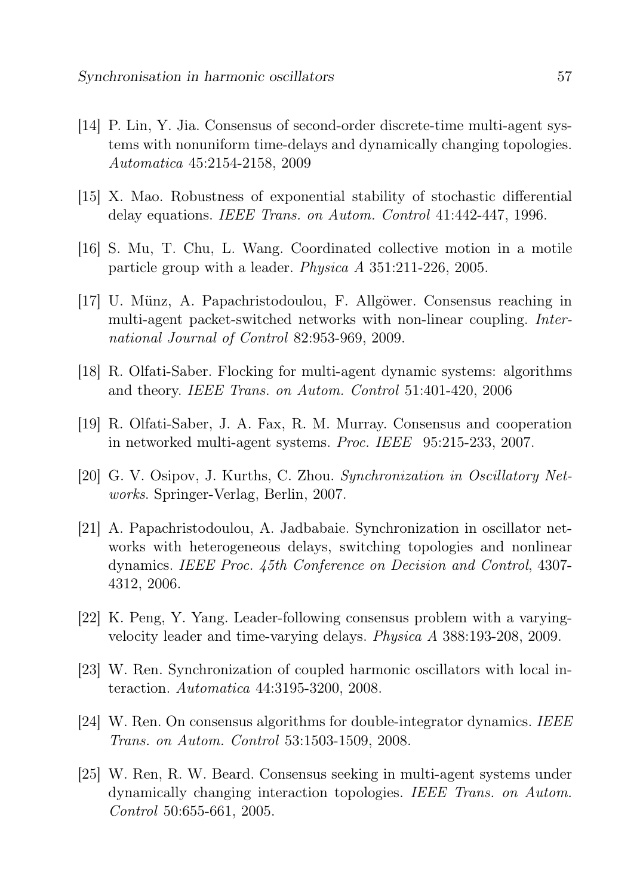[14] P. Lin, Y. Jia. Consensus of second-order discrete-time multi-agent systems with nonuniform time-delays and dynamically changing topologies. *Automatica* 45:2154-2158, 2009

[15] X. Mao. Robustness of exponential stability of stochastic differential delay equations. *IEEE Trans. on Autom. Control* 41:442-447, 1996.

[16] S. Mu, T. Chu, L. Wang. Coordinated collective motion in a motile particle group with a leader. *Physica A* 351:211-226, 2005.

[17] U. Münz, A. Papachristodoulou, F. Allgöwer. Consensus reaching in multi-agent packet-switched networks with non-linear coupling. *International Journal of Control* 82:953-969, 2009.

[18] R. Olfati-Saber. Flocking for multi-agent dynamic systems: algorithms and theory. *IEEE Trans. on Autom. Control* 51:401-420, 2006

[19] R. Olfati-Saber, J. A. Fax, R. M. Murray. Consensus and cooperation in networked multi-agent systems. *Proc. IEEE* 95:215-233, 2007.

[20] G. V. Osipov, J. Kurths, C. Zhou. *Synchronization in Oscillatory Networks*. Springer-Verlag, Berlin, 2007.

[21] A. Papachristodoulou, A. Jadbabaie. Synchronization in oscillator networks with heterogeneous delays, switching topologies and nonlinear dynamics. *IEEE Proc. 45th Conference on Decision and Control*, 4307-4312, 2006.

[22] K. Peng, Y. Yang. Leader-following consensus problem with a varying-velocity leader and time-varying delays. *Physica A* 388:193-208, 2009.

[23] W. Ren. Synchronization of coupled harmonic oscillators with local interaction. *Automatica* 44:3195-3200, 2008.

[24] W. Ren. On consensus algorithms for double-integrator dynamics. *IEEE Trans. on Autom. Control* 53:1503-1509, 2008.

[25] W. Ren, R. W. Beard. Consensus seeking in multi-agent systems under dynamically changing interaction topologies. *IEEE Trans. on Autom. Control* 50:655-661, 2005.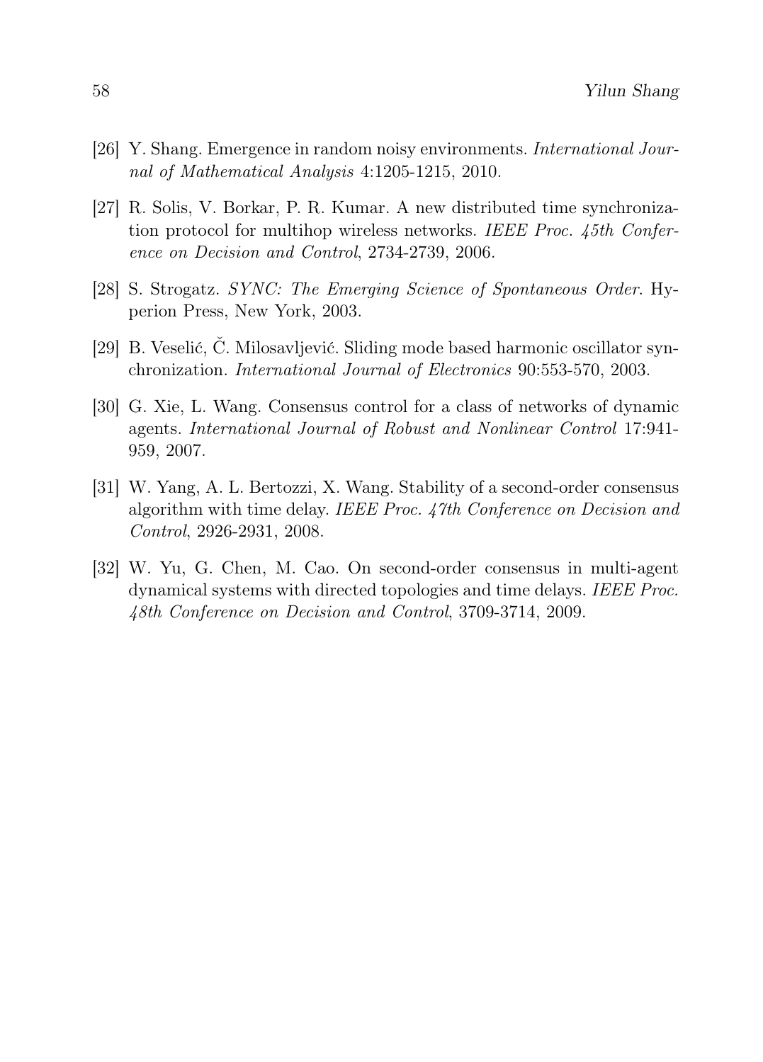[26] Y. Shang. Emergence in random noisy environments. *International Journal of Mathematical Analysis* 4:1205-1215, 2010.

[27] R. Solis, V. Borkar, P. R. Kumar. A new distributed time synchronization protocol for multihop wireless networks. *IEEE Proc. 45th Conference on Decision and Control*, 2734-2739, 2006.

[28] S. Strogatz. *SYNC: The Emerging Science of Spontaneous Order*. Hyperion Press, New York, 2003.

[29] B. Veselić, Č. Milosavljević. Sliding mode based harmonic oscillator synchronization. *International Journal of Electronics* 90:553-570, 2003.

[30] G. Xie, L. Wang. Consensus control for a class of networks of dynamic agents. *International Journal of Robust and Nonlinear Control* 17:941-959, 2007.

[31] W. Yang, A. L. Bertozzi, X. Wang. Stability of a second-order consensus algorithm with time delay. *IEEE Proc. 47th Conference on Decision and Control*, 2926-2931, 2008.

[32] W. Yu, G. Chen, M. Cao. On second-order consensus in multi-agent dynamical systems with directed topologies and time delays. *IEEE Proc. 48th Conference on Decision and Control*, 3709-3714, 2009.